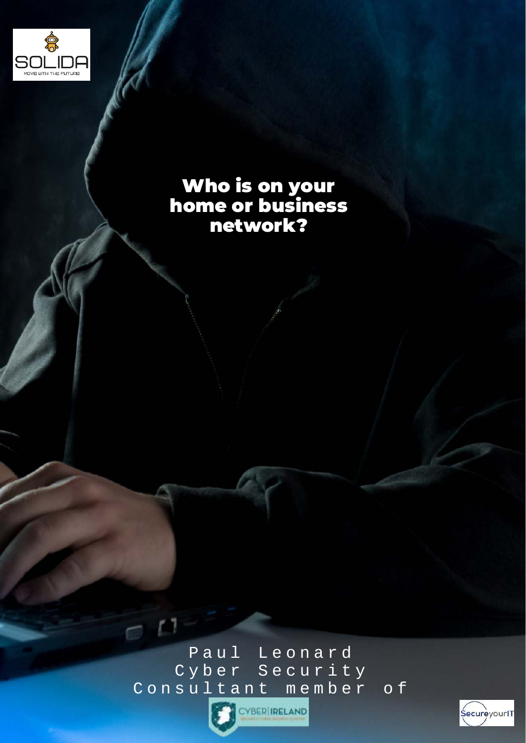# Who is on your home or business network?

Paul Leonard
Cyber Security
Consultant member of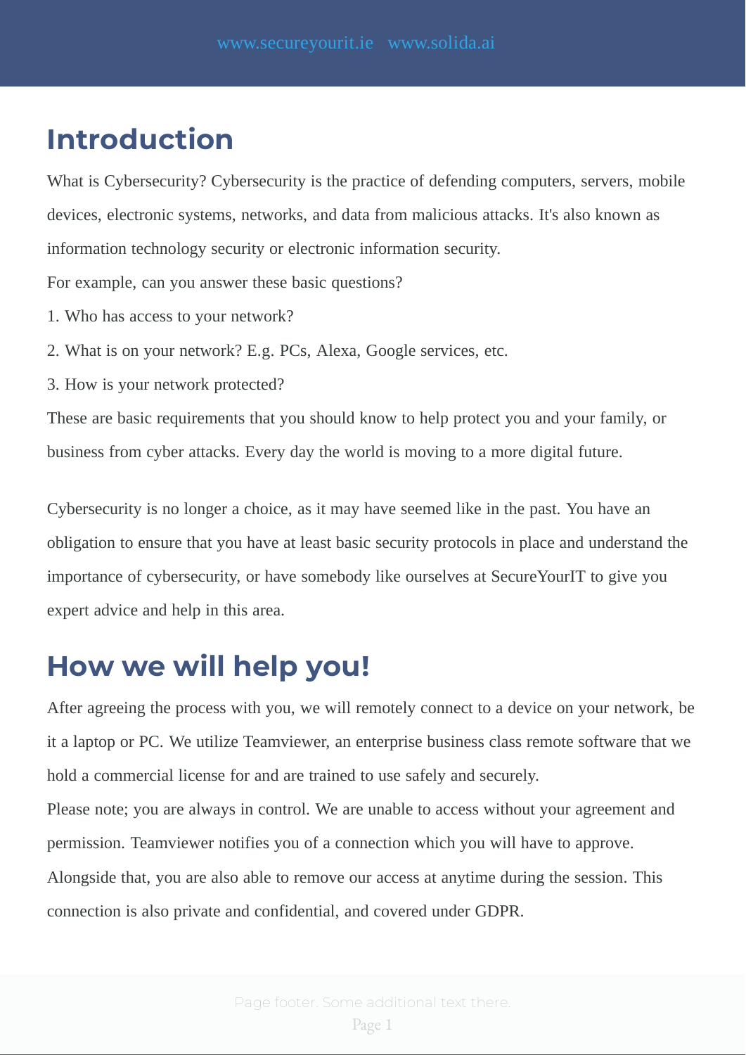# Introduction

What is Cybersecurity? Cybersecurity is the practice of defending computers, servers, mobile devices, electronic systems, networks, and data from malicious attacks. It's also known as information technology security or electronic information security.

For example, can you answer these basic questions?

1. Who has access to your network?
2. What is on your network? E.g. PCs, Alexa, Google services, etc.
3. How is your network protected?

These are basic requirements that you should know to help protect you and your family, or business from cyber attacks. Every day the world is moving to a more digital future.

Cybersecurity is no longer a choice, as it may have seemed like in the past. You have an obligation to ensure that you have at least basic security protocols in place and understand the importance of cybersecurity, or have somebody like ourselves at SecureYourIT to give you expert advice and help in this area.

# How we will help you!

After agreeing the process with you, we will remotely connect to a device on your network, be it a laptop or PC. We utilize Teamviewer, an enterprise business class remote software that we hold a commercial license for and are trained to use safely and securely.

Please note; you are always in control. We are unable to access without your agreement and permission. Teamviewer notifies you of a connection which you will have to approve. Alongside that, you are also able to remove our access at anytime during the session. This connection is also private and confidential, and covered under GDPR.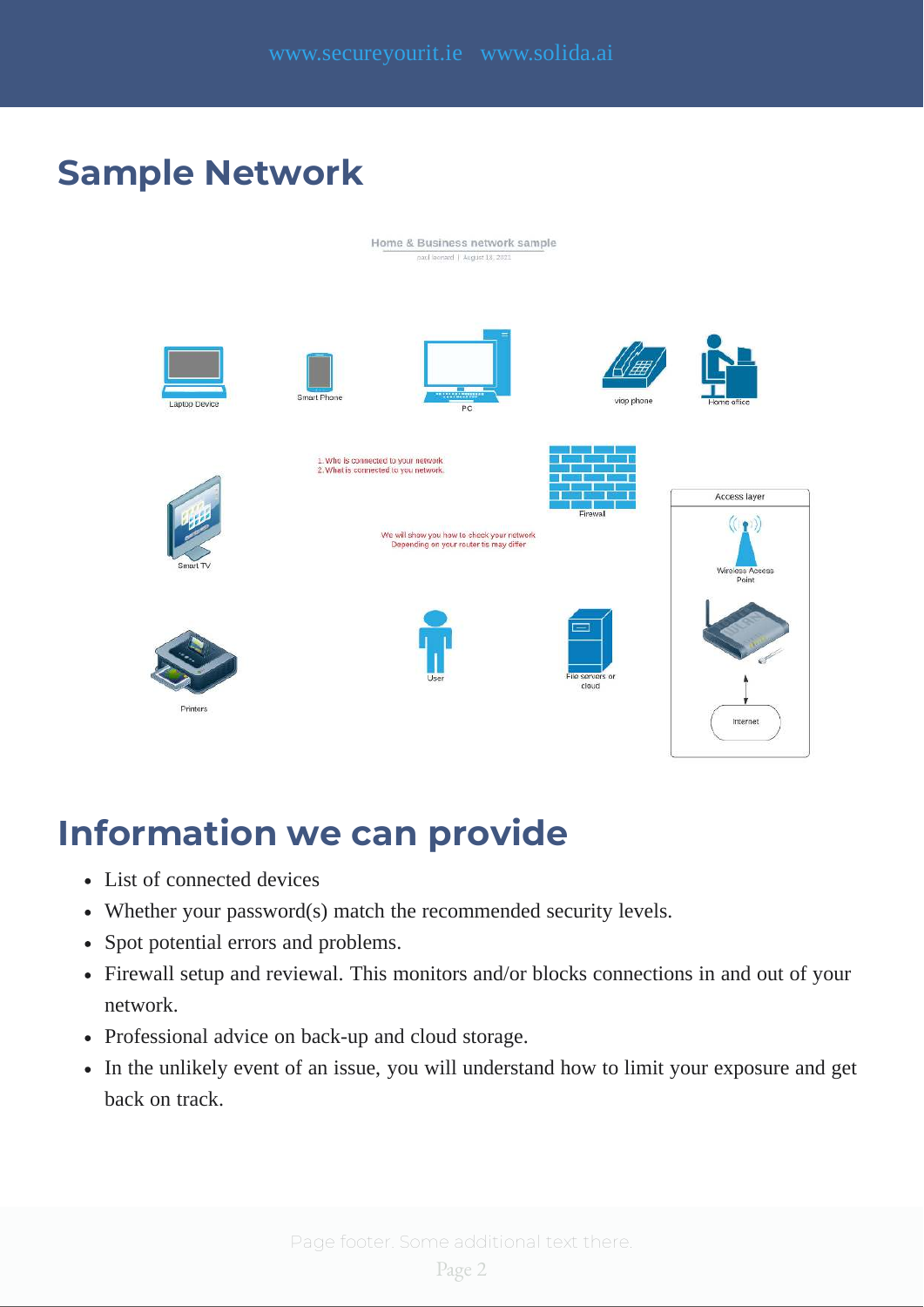## Sample Network

Home & Business network sample

paul leonard | August 18, 2021

Laptop Device

Smart Phone

PC

viop phone

Home office

1. Who is connected to your network
2. What is connected to you network.

Firewall

Access layer

Smart TV

We will show you how to check your network
Depending on your router tis may differ

Wireless Access Point

Printers

User

File servers or cloud

Internet

## Information we can provide

- List of connected devices
- Whether your password(s) match the recommended security levels.
- Spot potential errors and problems.
- Firewall setup and reviewal. This monitors and/or blocks connections in and out of your network.
- Professional advice on back-up and cloud storage.
- In the unlikely event of an issue, you will understand how to limit your exposure and get back on track.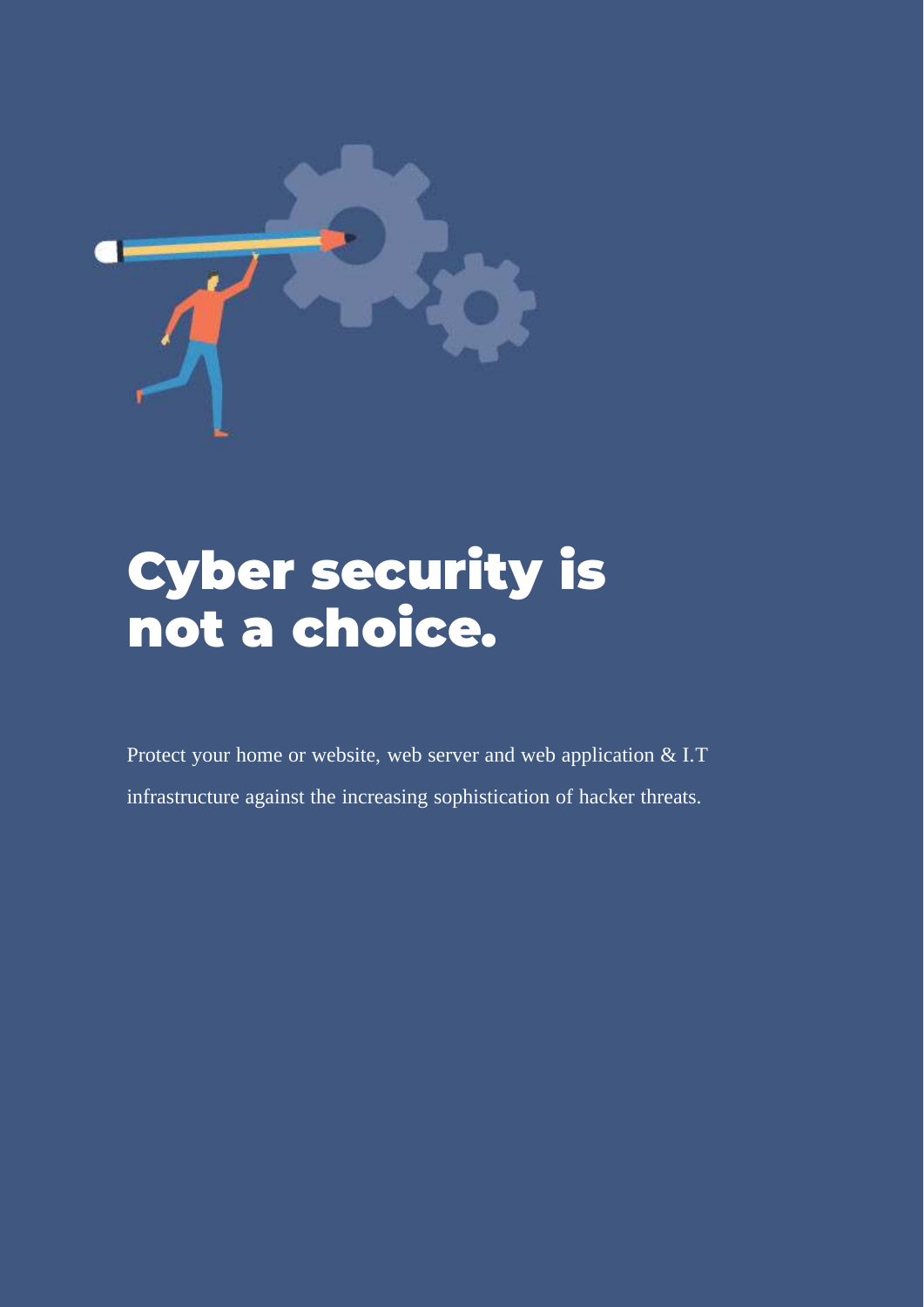# Cyber security is not a choice.

Protect your home or website, web server and web application & I.T infrastructure against the increasing sophistication of hacker threats.